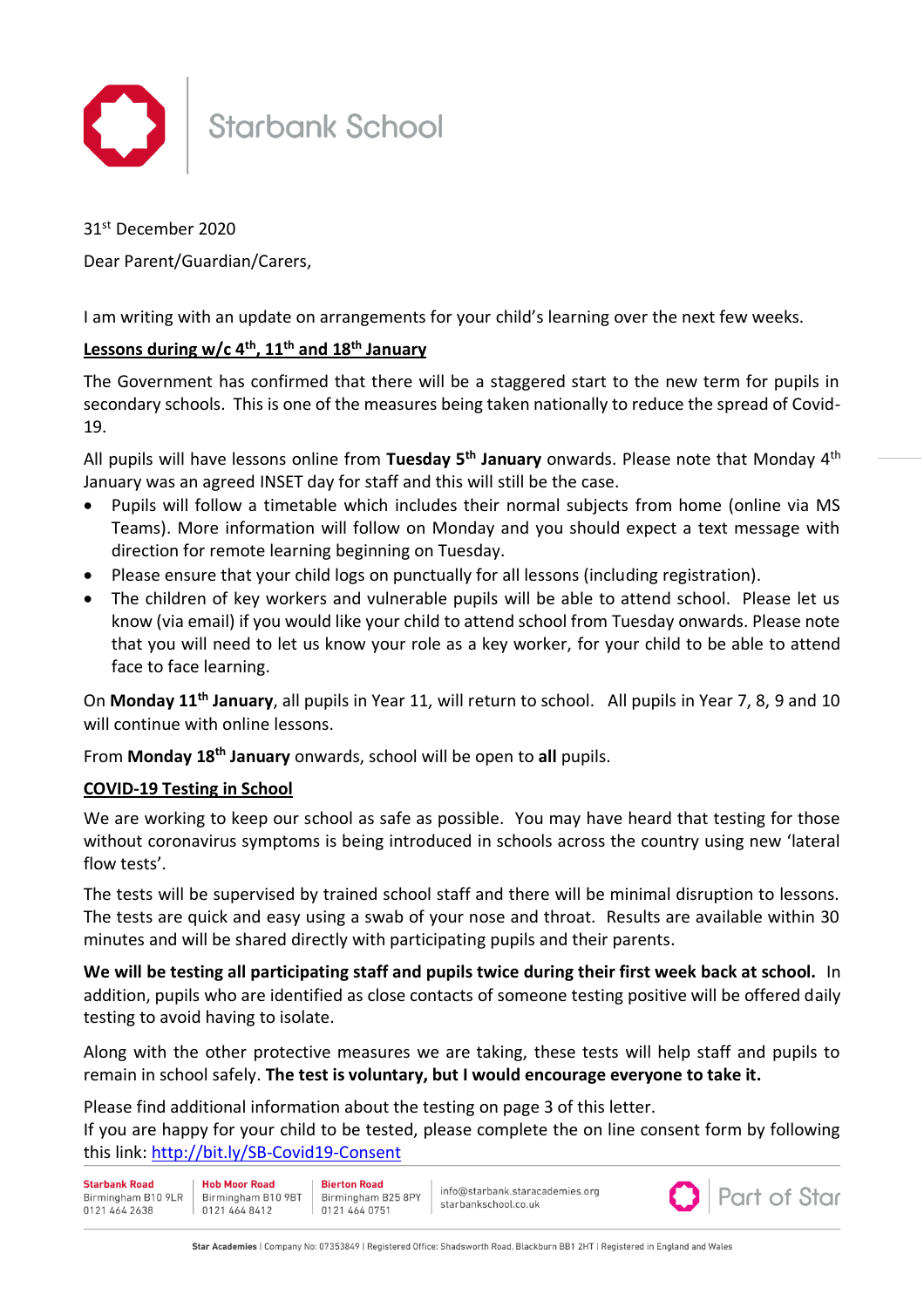# Starbank School

31st December 2020

Dear Parent/Guardian/Carers,

I am writing with an update on arrangements for your child's learning over the next few weeks.

## Lessons during w/c 4th, 11th and 18th January

The Government has confirmed that there will be a staggered start to the new term for pupils in secondary schools. This is one of the measures being taken nationally to reduce the spread of Covid-19.

All pupils will have lessons online from **Tuesday 5th January** onwards. Please note that Monday 4th January was an agreed INSET day for staff and this will still be the case.

- Pupils will follow a timetable which includes their normal subjects from home (online via MS Teams). More information will follow on Monday and you should expect a text message with direction for remote learning beginning on Tuesday.
- Please ensure that your child logs on punctually for all lessons (including registration).
- The children of key workers and vulnerable pupils will be able to attend school. Please let us know (via email) if you would like your child to attend school from Tuesday onwards. Please note that you will need to let us know your role as a key worker, for your child to be able to attend face to face learning.

On **Monday 11th January**, all pupils in Year 11, will return to school. All pupils in Year 7, 8, 9 and 10 will continue with online lessons.

From **Monday 18th January** onwards, school will be open to **all** pupils.

## COVID-19 Testing in School

We are working to keep our school as safe as possible. You may have heard that testing for those without coronavirus symptoms is being introduced in schools across the country using new 'lateral flow tests'.

The tests will be supervised by trained school staff and there will be minimal disruption to lessons. The tests are quick and easy using a swab of your nose and throat. Results are available within 30 minutes and will be shared directly with participating pupils and their parents.

**We will be testing all participating staff and pupils twice during their first week back at school.** In addition, pupils who are identified as close contacts of someone testing positive will be offered daily testing to avoid having to isolate.

Along with the other protective measures we are taking, these tests will help staff and pupils to remain in school safely. **The test is voluntary, but I would encourage everyone to take it.**

Please find additional information about the testing on page 3 of this letter.
If you are happy for your child to be tested, please complete the on line consent form by following this link: http://bit.ly/SB-Covid19-Consent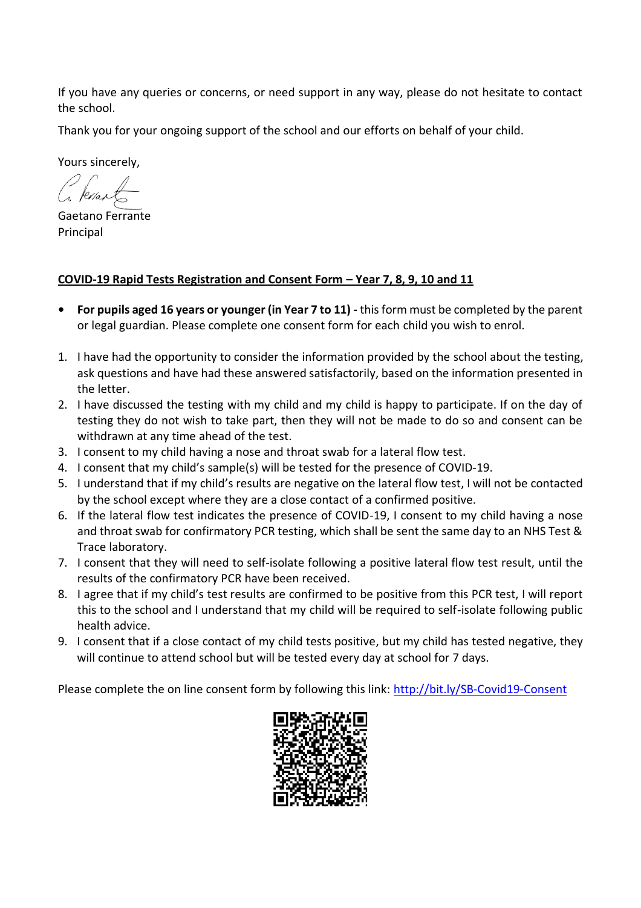If you have any queries or concerns, or need support in any way, please do not hesitate to contact the school.

Thank you for your ongoing support of the school and our efforts on behalf of your child.

Yours sincerely,

Gaetano Ferrante
Principal

**COVID-19 Rapid Tests Registration and Consent Form – Year 7, 8, 9, 10 and 11**

- **For pupils aged 16 years or younger (in Year 7 to 11) -** this form must be completed by the parent or legal guardian. Please complete one consent form for each child you wish to enrol.

1. I have had the opportunity to consider the information provided by the school about the testing, ask questions and have had these answered satisfactorily, based on the information presented in the letter.
2. I have discussed the testing with my child and my child is happy to participate. If on the day of testing they do not wish to take part, then they will not be made to do so and consent can be withdrawn at any time ahead of the test.
3. I consent to my child having a nose and throat swab for a lateral flow test.
4. I consent that my child's sample(s) will be tested for the presence of COVID-19.
5. I understand that if my child's results are negative on the lateral flow test, I will not be contacted by the school except where they are a close contact of a confirmed positive.
6. If the lateral flow test indicates the presence of COVID-19, I consent to my child having a nose and throat swab for confirmatory PCR testing, which shall be sent the same day to an NHS Test & Trace laboratory.
7. I consent that they will need to self-isolate following a positive lateral flow test result, until the results of the confirmatory PCR have been received.
8. I agree that if my child's test results are confirmed to be positive from this PCR test, I will report this to the school and I understand that my child will be required to self-isolate following public health advice.
9. I consent that if a close contact of my child tests positive, but my child has tested negative, they will continue to attend school but will be tested every day at school for 7 days.

Please complete the on line consent form by following this link: [http://bit.ly/SB-Covid19-Consent](http://bit.ly/SB-Covid19-Consent)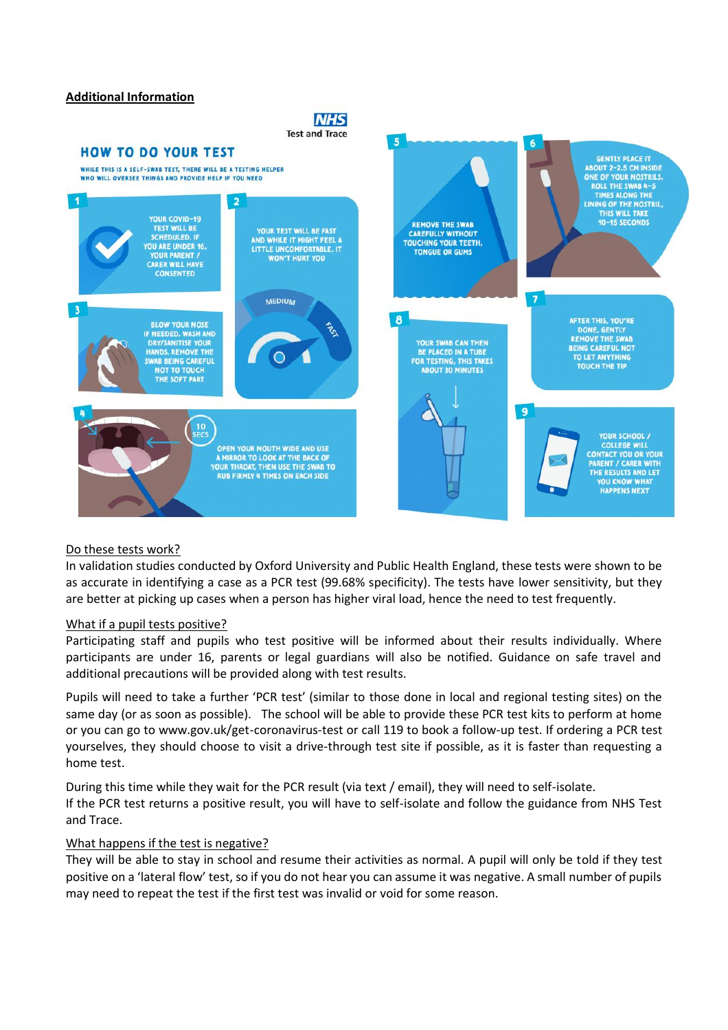## Additional Information

NHS Test and Trace

### HOW TO DO YOUR TEST

WHILE THIS IS A SELF-SWAB TEST, THERE WILL BE A TESTING HELPER WHO WILL OVERSEE THINGS AND PROVIDE HELP IF YOU NEED

1. YOUR COVID-19 TEST WILL BE SCHEDULED. IF YOU ARE UNDER 16, YOUR PARENT / CARER WILL HAVE CONSENTED
2. YOUR TEST WILL BE FAST AND WHILE IT MIGHT FEEL A LITTLE UNCOMFORTABLE, IT WON'T HURT YOU
3. BLOW YOUR NOSE IF NEEDED. WASH AND DRY/SANITISE YOUR HANDS. REMOVE THE SWAB BEING CAREFUL NOT TO TOUCH THE SOFT PART
4. OPEN YOUR MOUTH WIDE AND USE A MIRROR TO LOOK AT THE BACK OF YOUR THROAT, THEN USE THE SWAB TO RUB FIRMLY 4 TIMES ON EACH SIDE (10 SECS)
5. REMOVE THE SWAB CAREFULLY WITHOUT TOUCHING YOUR TEETH, TONGUE OR GUMS
6. GENTLY PLACE IT ABOUT 2-2.5 CM INSIDE ONE OF YOUR NOSTRILS. ROLL THE SWAB 4-5 TIMES ALONG THE LINING OF THE NOSTRIL, THIS WILL TAKE 10-15 SECONDS
7. AFTER THIS, YOU'RE DONE, GENTLY REMOVE THE SWAB BEING CAREFUL NOT TO LET ANYTHING TOUCH THE TIP
8. YOUR SWAB CAN THEN BE PLACED IN A TUBE FOR TESTING, THIS TAKES ABOUT 30 MINUTES
9. YOUR SCHOOL / COLLEGE WILL CONTACT YOU OR YOUR PARENT / CARER WITH THE RESULTS AND LET YOU KNOW WHAT HAPPENS NEXT

### Do these tests work?

In validation studies conducted by Oxford University and Public Health England, these tests were shown to be as accurate in identifying a case as a PCR test (99.68% specificity). The tests have lower sensitivity, but they are better at picking up cases when a person has higher viral load, hence the need to test frequently.

### What if a pupil tests positive?

Participating staff and pupils who test positive will be informed about their results individually. Where participants are under 16, parents or legal guardians will also be notified. Guidance on safe travel and additional precautions will be provided along with test results.

Pupils will need to take a further 'PCR test' (similar to those done in local and regional testing sites) on the same day (or as soon as possible). The school will be able to provide these PCR test kits to perform at home or you can go to www.gov.uk/get-coronavirus-test or call 119 to book a follow-up test. If ordering a PCR test yourselves, they should choose to visit a drive-through test site if possible, as it is faster than requesting a home test.

During this time while they wait for the PCR result (via text / email), they will need to self-isolate.
If the PCR test returns a positive result, you will have to self-isolate and follow the guidance from NHS Test and Trace.

### What happens if the test is negative?

They will be able to stay in school and resume their activities as normal. A pupil will only be told if they test positive on a 'lateral flow' test, so if you do not hear you can assume it was negative. A small number of pupils may need to repeat the test if the first test was invalid or void for some reason.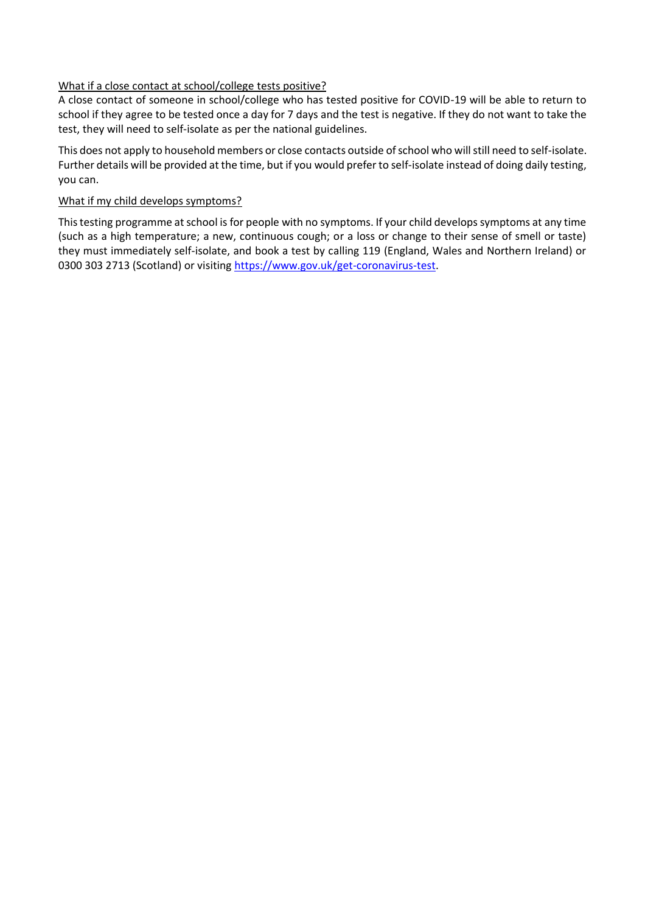<u>What if a close contact at school/college tests positive?</u>

A close contact of someone in school/college who has tested positive for COVID-19 will be able to return to school if they agree to be tested once a day for 7 days and the test is negative. If they do not want to take the test, they will need to self-isolate as per the national guidelines.

This does not apply to household members or close contacts outside of school who will still need to self-isolate. Further details will be provided at the time, but if you would prefer to self-isolate instead of doing daily testing, you can.

<u>What if my child develops symptoms?</u>

This testing programme at school is for people with no symptoms. If your child develops symptoms at any time (such as a high temperature; a new, continuous cough; or a loss or change to their sense of smell or taste) they must immediately self-isolate, and book a test by calling 119 (England, Wales and Northern Ireland) or 0300 303 2713 (Scotland) or visiting [https://www.gov.uk/get-coronavirus-test](https://www.gov.uk/get-coronavirus-test).